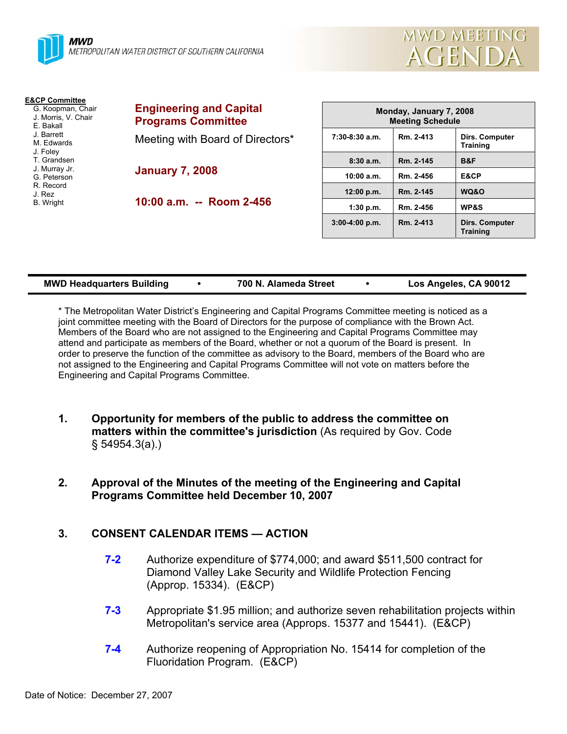MWD
METROPOLITAN WATER DISTRICT OF SOUTHERN CALIFORNIA

MWD MEETING AGENDA

**E&CP Committee**
- G. Koopman, Chair
- J. Morris, V. Chair
- E. Bakall
- J. Barrett
- M. Edwards
- J. Foley
- T. Grandsen
- J. Murray Jr.
- G. Peterson
- R. Record
- J. Rez
- B. Wright

# Engineering and Capital Programs Committee

Meeting with Board of Directors*

**January 7, 2008**

**10:00 a.m. -- Room 2-456**

| Monday, January 7, 2008 Meeting Schedule | | |
|---|---|---|
| 7:30-8:30 a.m. | Rm. 2-413 | Dirs. Computer Training |
| 8:30 a.m. | Rm. 2-145 | B&F |
| 10:00 a.m. | Rm. 2-456 | E&CP |
| 12:00 p.m. | Rm. 2-145 | WQ&O |
| 1:30 p.m. | Rm. 2-456 | WP&S |
| 3:00-4:00 p.m. | Rm. 2-413 | Dirs. Computer Training |

**MWD Headquarters Building • 700 N. Alameda Street • Los Angeles, CA 90012**

* The Metropolitan Water District's Engineering and Capital Programs Committee meeting is noticed as a joint committee meeting with the Board of Directors for the purpose of compliance with the Brown Act. Members of the Board who are not assigned to the Engineering and Capital Programs Committee may attend and participate as members of the Board, whether or not a quorum of the Board is present. In order to preserve the function of the committee as advisory to the Board, members of the Board who are not assigned to the Engineering and Capital Programs Committee will not vote on matters before the Engineering and Capital Programs Committee.

1. **Opportunity for members of the public to address the committee on matters within the committee's jurisdiction** (As required by Gov. Code § 54954.3(a).)

2. **Approval of the Minutes of the meeting of the Engineering and Capital Programs Committee held December 10, 2007**

3. **CONSENT CALENDAR ITEMS — ACTION**

   **7-2** Authorize expenditure of $774,000; and award $511,500 contract for Diamond Valley Lake Security and Wildlife Protection Fencing (Approp. 15334). (E&CP)

   **7-3** Appropriate $1.95 million; and authorize seven rehabilitation projects within Metropolitan's service area (Approps. 15377 and 15441). (E&CP)

   **7-4** Authorize reopening of Appropriation No. 15414 for completion of the Fluoridation Program. (E&CP)

Date of Notice: December 27, 2007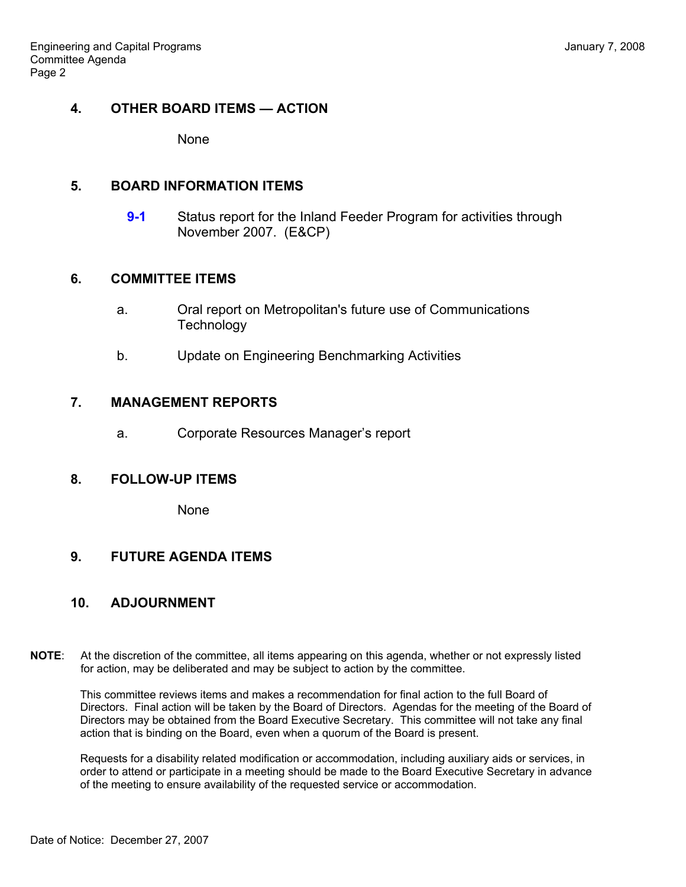## 4. OTHER BOARD ITEMS — ACTION

None

## 5. BOARD INFORMATION ITEMS

**9-1** Status report for the Inland Feeder Program for activities through November 2007. (E&CP)

## 6. COMMITTEE ITEMS

a. Oral report on Metropolitan's future use of Communications Technology

b. Update on Engineering Benchmarking Activities

## 7. MANAGEMENT REPORTS

a. Corporate Resources Manager's report

## 8. FOLLOW-UP ITEMS

None

## 9. FUTURE AGENDA ITEMS

## 10. ADJOURNMENT

**NOTE**: At the discretion of the committee, all items appearing on this agenda, whether or not expressly listed for action, may be deliberated and may be subject to action by the committee.

This committee reviews items and makes a recommendation for final action to the full Board of Directors. Final action will be taken by the Board of Directors. Agendas for the meeting of the Board of Directors may be obtained from the Board Executive Secretary. This committee will not take any final action that is binding on the Board, even when a quorum of the Board is present.

Requests for a disability related modification or accommodation, including auxiliary aids or services, in order to attend or participate in a meeting should be made to the Board Executive Secretary in advance of the meeting to ensure availability of the requested service or accommodation.

Date of Notice: December 27, 2007